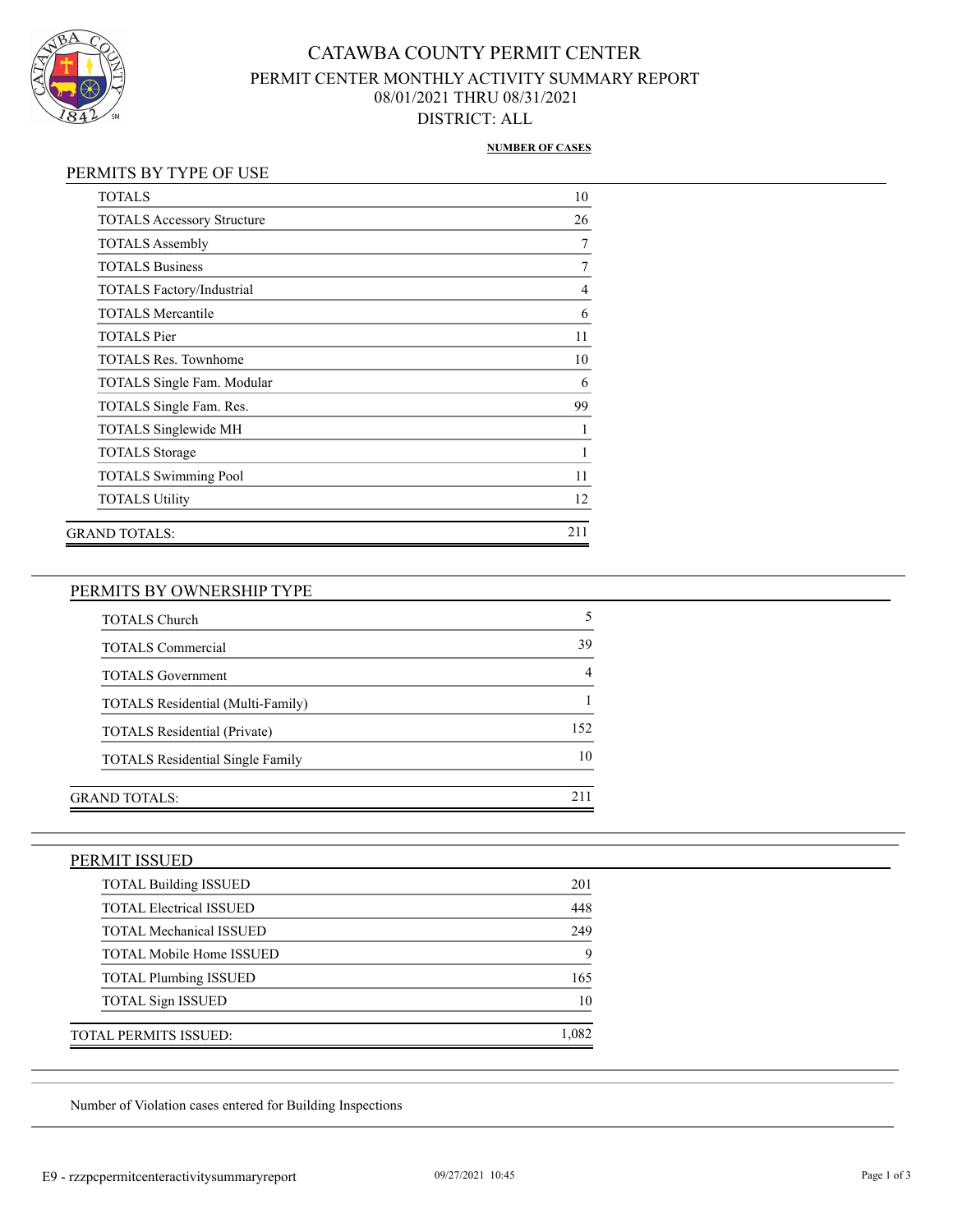# CATAWBA COUNTY PERMIT CENTER

## PERMIT CENTER MONTHLY ACTIVITY SUMMARY REPORT

08/01/2021 THRU 08/31/2021

DISTRICT: ALL

### PERMITS BY TYPE OF USE

| | NUMBER OF CASES |
|---|---|
| TOTALS | 10 |
| TOTALS Accessory Structure | 26 |
| TOTALS Assembly | 7 |
| TOTALS Business | 7 |
| TOTALS Factory/Industrial | 4 |
| TOTALS Mercantile | 6 |
| TOTALS Pier | 11 |
| TOTALS Res. Townhome | 10 |
| TOTALS Single Fam. Modular | 6 |
| TOTALS Single Fam. Res. | 99 |
| TOTALS Singlewide MH | 1 |
| TOTALS Storage | 1 |
| TOTALS Swimming Pool | 11 |
| TOTALS Utility | 12 |
| GRAND TOTALS: | 211 |

### PERMITS BY OWNERSHIP TYPE

| | |
|---|---|
| TOTALS Church | 5 |
| TOTALS Commercial | 39 |
| TOTALS Government | 4 |
| TOTALS Residential (Multi-Family) | 1 |
| TOTALS Residential (Private) | 152 |
| TOTALS Residential Single Family | 10 |
| GRAND TOTALS: | 211 |

### PERMIT ISSUED

| | |
|---|---|
| TOTAL Building ISSUED | 201 |
| TOTAL Electrical ISSUED | 448 |
| TOTAL Mechanical ISSUED | 249 |
| TOTAL Mobile Home ISSUED | 9 |
| TOTAL Plumbing ISSUED | 165 |
| TOTAL Sign ISSUED | 10 |
| TOTAL PERMITS ISSUED: | 1,082 |

Number of Violation cases entered for Building Inspections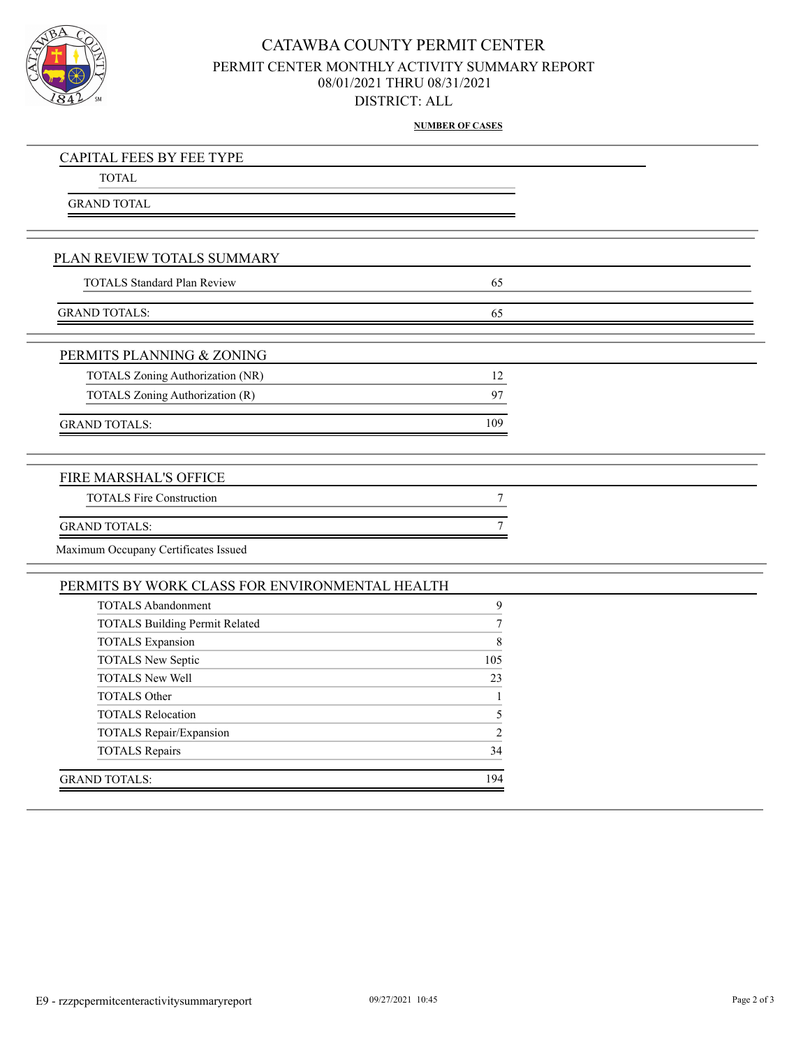# CATAWBA COUNTY PERMIT CENTER

## PERMIT CENTER MONTHLY ACTIVITY SUMMARY REPORT

08/01/2021 THRU 08/31/2021

DISTRICT: ALL

**NUMBER OF CASES**

### CAPITAL FEES BY FEE TYPE

| | |
|---|---|
| TOTAL | |
| GRAND TOTAL | |

### PLAN REVIEW TOTALS SUMMARY

| | NUMBER OF CASES |
|---|---|
| TOTALS Standard Plan Review | 65 |
| GRAND TOTALS: | 65 |

### PERMITS PLANNING & ZONING

| | NUMBER OF CASES |
|---|---|
| TOTALS Zoning Authorization (NR) | 12 |
| TOTALS Zoning Authorization (R) | 97 |
| GRAND TOTALS: | 109 |

### FIRE MARSHAL'S OFFICE

| | NUMBER OF CASES |
|---|---|
| TOTALS Fire Construction | 7 |
| GRAND TOTALS: | 7 |

Maximum Occupany Certificates Issued

### PERMITS BY WORK CLASS FOR ENVIRONMENTAL HEALTH

| | NUMBER OF CASES |
|---|---|
| TOTALS Abandonment | 9 |
| TOTALS Building Permit Related | 7 |
| TOTALS Expansion | 8 |
| TOTALS New Septic | 105 |
| TOTALS New Well | 23 |
| TOTALS Other | 1 |
| TOTALS Relocation | 5 |
| TOTALS Repair/Expansion | 2 |
| TOTALS Repairs | 34 |
| GRAND TOTALS: | 194 |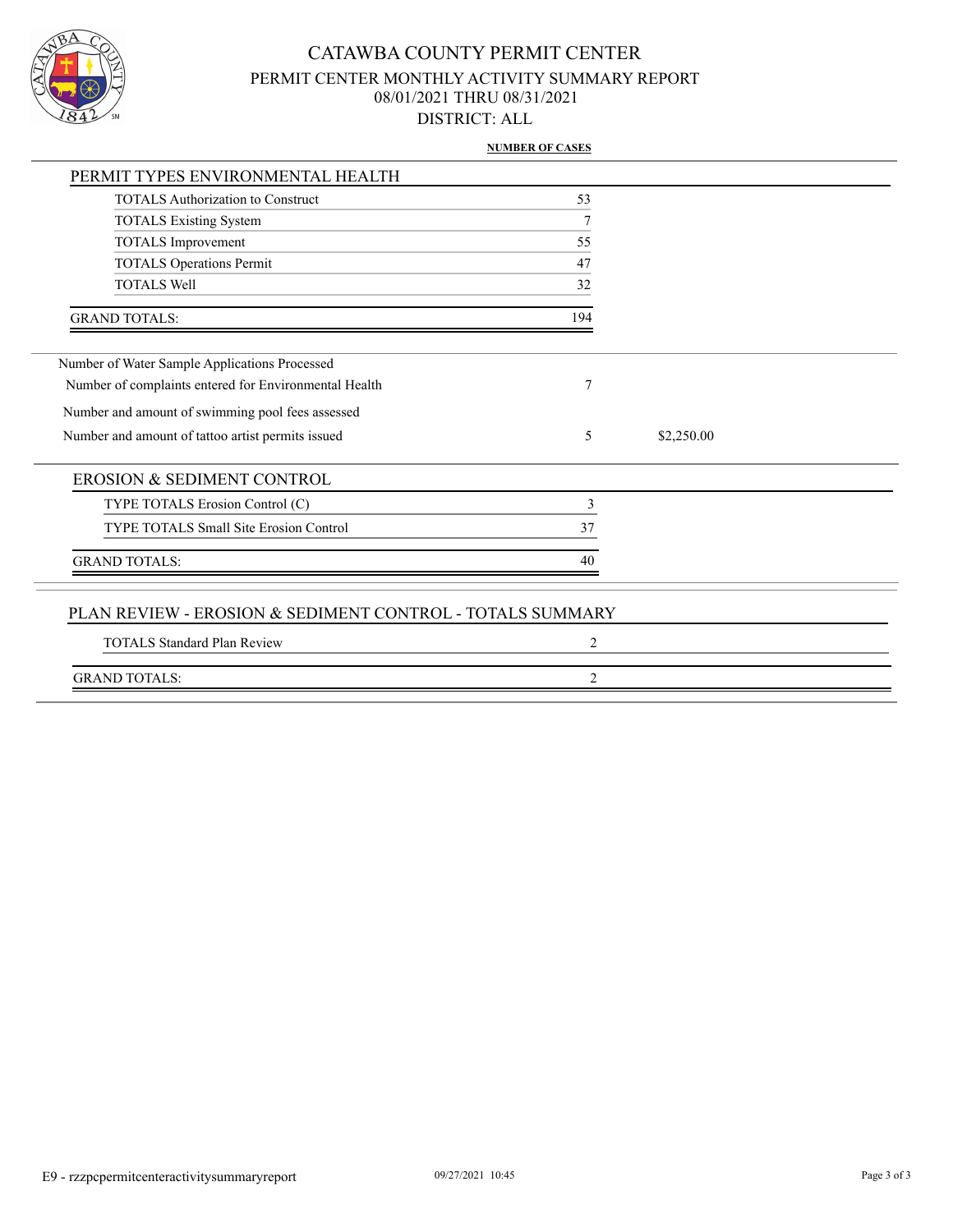# CATAWBA COUNTY PERMIT CENTER

## PERMIT CENTER MONTHLY ACTIVITY SUMMARY REPORT

08/01/2021 THRU 08/31/2021

DISTRICT: ALL

**NUMBER OF CASES**

### PERMIT TYPES ENVIRONMENTAL HEALTH

| | |
|---|---|
| TOTALS Authorization to Construct | 53 |
| TOTALS Existing System | 7 |
| TOTALS Improvement | 55 |
| TOTALS Operations Permit | 47 |
| TOTALS Well | 32 |
| GRAND TOTALS: | 194 |

| | | |
|---|---|---|
| Number of Water Sample Applications Processed | | |
| Number of complaints entered for Environmental Health | 7 | |
| Number and amount of swimming pool fees assessed | | |
| Number and amount of tattoo artist permits issued | 5 | $2,250.00 |

### EROSION & SEDIMENT CONTROL

| | |
|---|---|
| TYPE TOTALS Erosion Control (C) | 3 |
| TYPE TOTALS Small Site Erosion Control | 37 |
| GRAND TOTALS: | 40 |

### PLAN REVIEW - EROSION & SEDIMENT CONTROL - TOTALS SUMMARY

| | |
|---|---|
| TOTALS Standard Plan Review | 2 |
| GRAND TOTALS: | 2 |

E9 - rzzpcpermitcenteractivitysummaryreport 09/27/2021 10:45